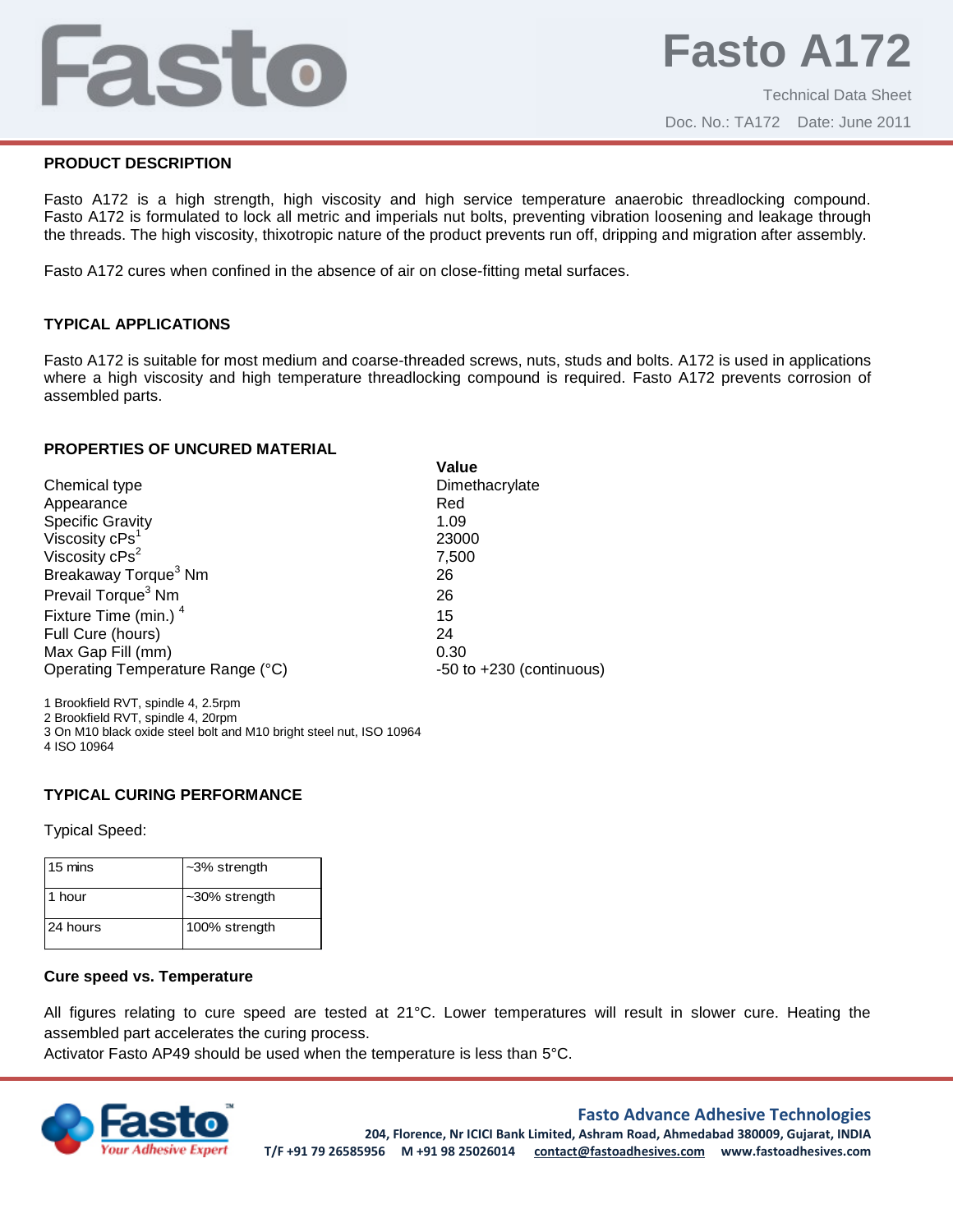# Fasto A172

Technical Data Sheet

Doc. No.: TA172 Date: June 2011

## PRODUCT DESCRIPTION

Fasto A172 is a high strength, high viscosity and high service temperature anaerobic threadlocking compound. Fasto A172 is formulated to lock all metric and imperials nut bolts, preventing vibration loosening and leakage through the threads. The high viscosity, thixotropic nature of the product prevents run off, dripping and migration after assembly.

Fasto A172 cures when confined in the absence of air on close-fitting metal surfaces.

## TYPICAL APPLICATIONS

Fasto A172 is suitable for most medium and coarse-threaded screws, nuts, studs and bolts. A172 is used in applications where a high viscosity and high temperature threadlocking compound is required. Fasto A172 prevents corrosion of assembled parts.

## PROPERTIES OF UNCURED MATERIAL

| | Value |
|---|---|
| Chemical type | Dimethacrylate |
| Appearance | Red |
| Specific Gravity | 1.09 |
| Viscosity cPs[1] | 23000 |
| Viscosity cPs[2] | 7,500 |
| Breakaway Torque[3] Nm | 26 |
| Prevail Torque[3] Nm | 26 |
| Fixture Time (min.) [4] | 15 |
| Full Cure (hours) | 24 |
| Max Gap Fill (mm) | 0.30 |
| Operating Temperature Range (°C) | -50 to +230 (continuous) |

1 Brookfield RVT, spindle 4, 2.5rpm
2 Brookfield RVT, spindle 4, 20rpm
3 On M10 black oxide steel bolt and M10 bright steel nut, ISO 10964
4 ISO 10964

## TYPICAL CURING PERFORMANCE

Typical Speed:

| | |
|---|---|
| 15 mins | ~3% strength |
| 1 hour | ~30% strength |
| 24 hours | 100% strength |

### Cure speed vs. Temperature

All figures relating to cure speed are tested at 21°C. Lower temperatures will result in slower cure. Heating the assembled part accelerates the curing process.
Activator Fasto AP49 should be used when the temperature is less than 5°C.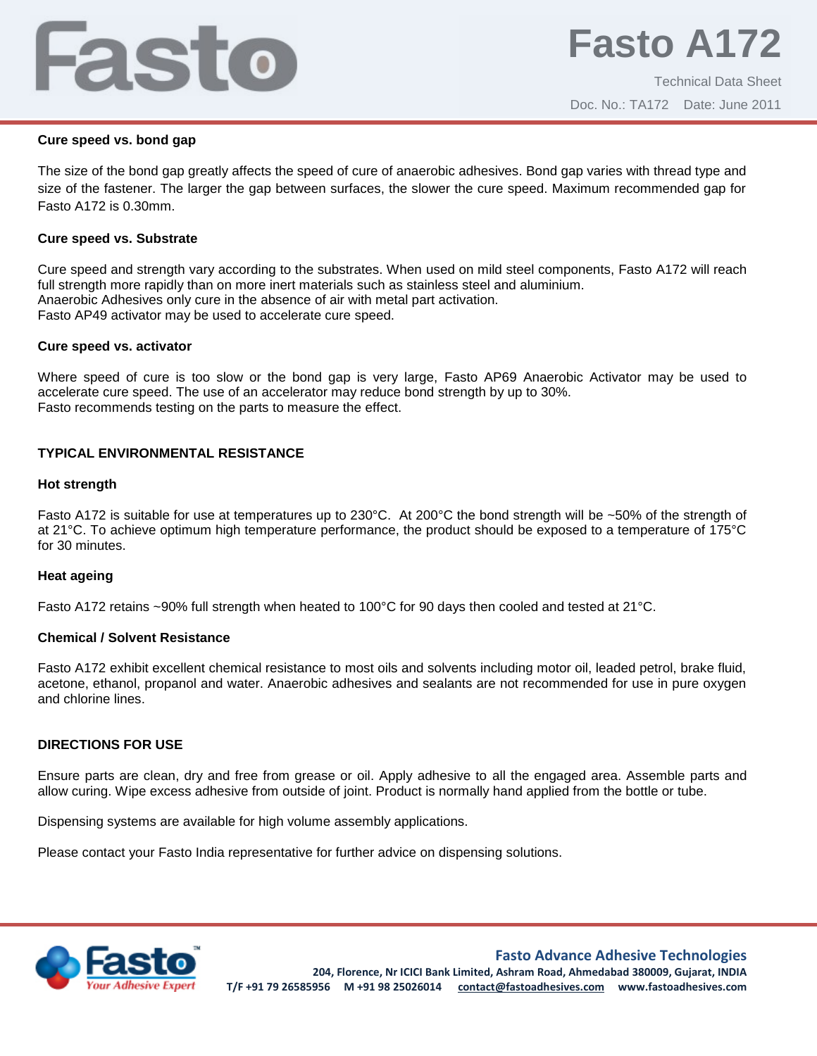**Cure speed vs. bond gap**

The size of the bond gap greatly affects the speed of cure of anaerobic adhesives. Bond gap varies with thread type and size of the fastener. The larger the gap between surfaces, the slower the cure speed. Maximum recommended gap for Fasto A172 is 0.30mm.

**Cure speed vs. Substrate**

Cure speed and strength vary according to the substrates. When used on mild steel components, Fasto A172 will reach full strength more rapidly than on more inert materials such as stainless steel and aluminium.
Anaerobic Adhesives only cure in the absence of air with metal part activation.
Fasto AP49 activator may be used to accelerate cure speed.

**Cure speed vs. activator**

Where speed of cure is too slow or the bond gap is very large, Fasto AP69 Anaerobic Activator may be used to accelerate cure speed. The use of an accelerator may reduce bond strength by up to 30%.
Fasto recommends testing on the parts to measure the effect.

## TYPICAL ENVIRONMENTAL RESISTANCE

**Hot strength**

Fasto A172 is suitable for use at temperatures up to 230°C. At 200°C the bond strength will be ~50% of the strength of at 21°C. To achieve optimum high temperature performance, the product should be exposed to a temperature of 175°C for 30 minutes.

**Heat ageing**

Fasto A172 retains ~90% full strength when heated to 100°C for 90 days then cooled and tested at 21°C.

**Chemical / Solvent Resistance**

Fasto A172 exhibit excellent chemical resistance to most oils and solvents including motor oil, leaded petrol, brake fluid, acetone, ethanol, propanol and water. Anaerobic adhesives and sealants are not recommended for use in pure oxygen and chlorine lines.

## DIRECTIONS FOR USE

Ensure parts are clean, dry and free from grease or oil. Apply adhesive to all the engaged area. Assemble parts and allow curing. Wipe excess adhesive from outside of joint. Product is normally hand applied from the bottle or tube.

Dispensing systems are available for high volume assembly applications.

Please contact your Fasto India representative for further advice on dispensing solutions.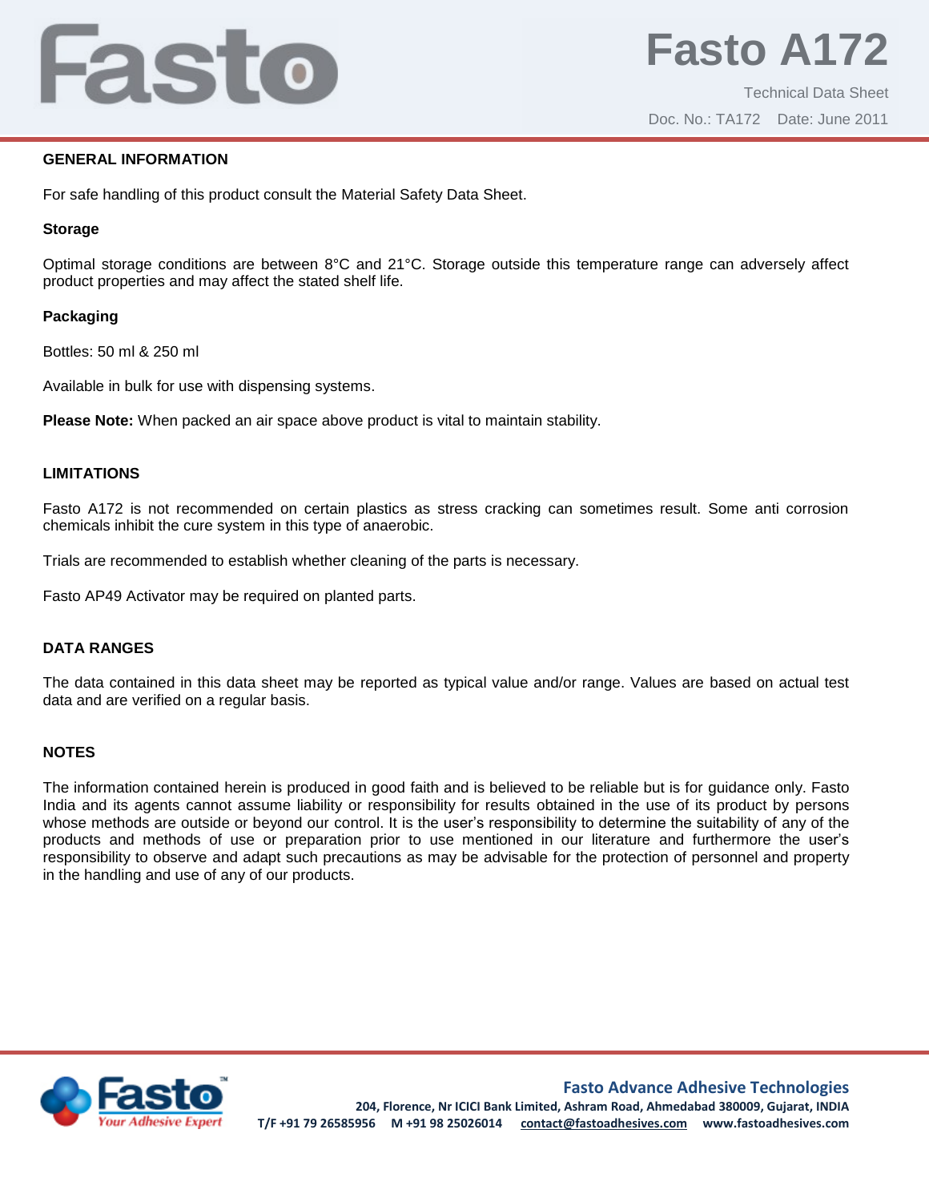## GENERAL INFORMATION

For safe handling of this product consult the Material Safety Data Sheet.

### Storage

Optimal storage conditions are between 8°C and 21°C. Storage outside this temperature range can adversely affect product properties and may affect the stated shelf life.

### Packaging

Bottles: 50 ml & 250 ml

Available in bulk for use with dispensing systems.

**Please Note:** When packed an air space above product is vital to maintain stability.

## LIMITATIONS

Fasto A172 is not recommended on certain plastics as stress cracking can sometimes result. Some anti corrosion chemicals inhibit the cure system in this type of anaerobic.

Trials are recommended to establish whether cleaning of the parts is necessary.

Fasto AP49 Activator may be required on planted parts.

## DATA RANGES

The data contained in this data sheet may be reported as typical value and/or range. Values are based on actual test data and are verified on a regular basis.

## NOTES

The information contained herein is produced in good faith and is believed to be reliable but is for guidance only. Fasto India and its agents cannot assume liability or responsibility for results obtained in the use of its product by persons whose methods are outside or beyond our control. It is the user's responsibility to determine the suitability of any of the products and methods of use or preparation prior to use mentioned in our literature and furthermore the user's responsibility to observe and adapt such precautions as may be advisable for the protection of personnel and property in the handling and use of any of our products.